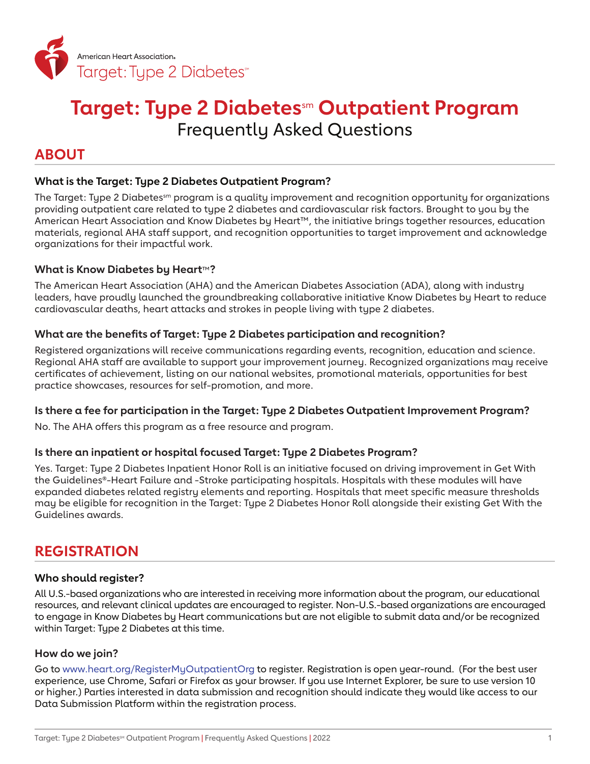American Heart Association.
Target: Type 2 Diabetes℠

# Target: Type 2 Diabetes℠ Outpatient Program

Frequently Asked Questions

## ABOUT

### What is the Target: Type 2 Diabetes Outpatient Program?

The Target: Type 2 Diabetes℠ program is a quality improvement and recognition opportunity for organizations providing outpatient care related to type 2 diabetes and cardiovascular risk factors. Brought to you by the American Heart Association and Know Diabetes by Heart™, the initiative brings together resources, education materials, regional AHA staff support, and recognition opportunities to target improvement and acknowledge organizations for their impactful work.

### What is Know Diabetes by Heart™?

The American Heart Association (AHA) and the American Diabetes Association (ADA), along with industry leaders, have proudly launched the groundbreaking collaborative initiative Know Diabetes by Heart to reduce cardiovascular deaths, heart attacks and strokes in people living with type 2 diabetes.

### What are the benefits of Target: Type 2 Diabetes participation and recognition?

Registered organizations will receive communications regarding events, recognition, education and science. Regional AHA staff are available to support your improvement journey. Recognized organizations may receive certificates of achievement, listing on our national websites, promotional materials, opportunities for best practice showcases, resources for self-promotion, and more.

### Is there a fee for participation in the Target: Type 2 Diabetes Outpatient Improvement Program?

No. The AHA offers this program as a free resource and program.

### Is there an inpatient or hospital focused Target: Type 2 Diabetes Program?

Yes. Target: Type 2 Diabetes Inpatient Honor Roll is an initiative focused on driving improvement in Get With the Guidelines®-Heart Failure and -Stroke participating hospitals. Hospitals with these modules will have expanded diabetes related registry elements and reporting. Hospitals that meet specific measure thresholds may be eligible for recognition in the Target: Type 2 Diabetes Honor Roll alongside their existing Get With the Guidelines awards.

## REGISTRATION

### Who should register?

All U.S.-based organizations who are interested in receiving more information about the program, our educational resources, and relevant clinical updates are encouraged to register. Non-U.S.-based organizations are encouraged to engage in Know Diabetes by Heart communications but are not eligible to submit data and/or be recognized within Target: Type 2 Diabetes at this time.

### How do we join?

Go to www.heart.org/RegisterMyOutpatientOrg to register. Registration is open year-round. (For the best user experience, use Chrome, Safari or Firefox as your browser. If you use Internet Explorer, be sure to use version 10 or higher.) Parties interested in data submission and recognition should indicate they would like access to our Data Submission Platform within the registration process.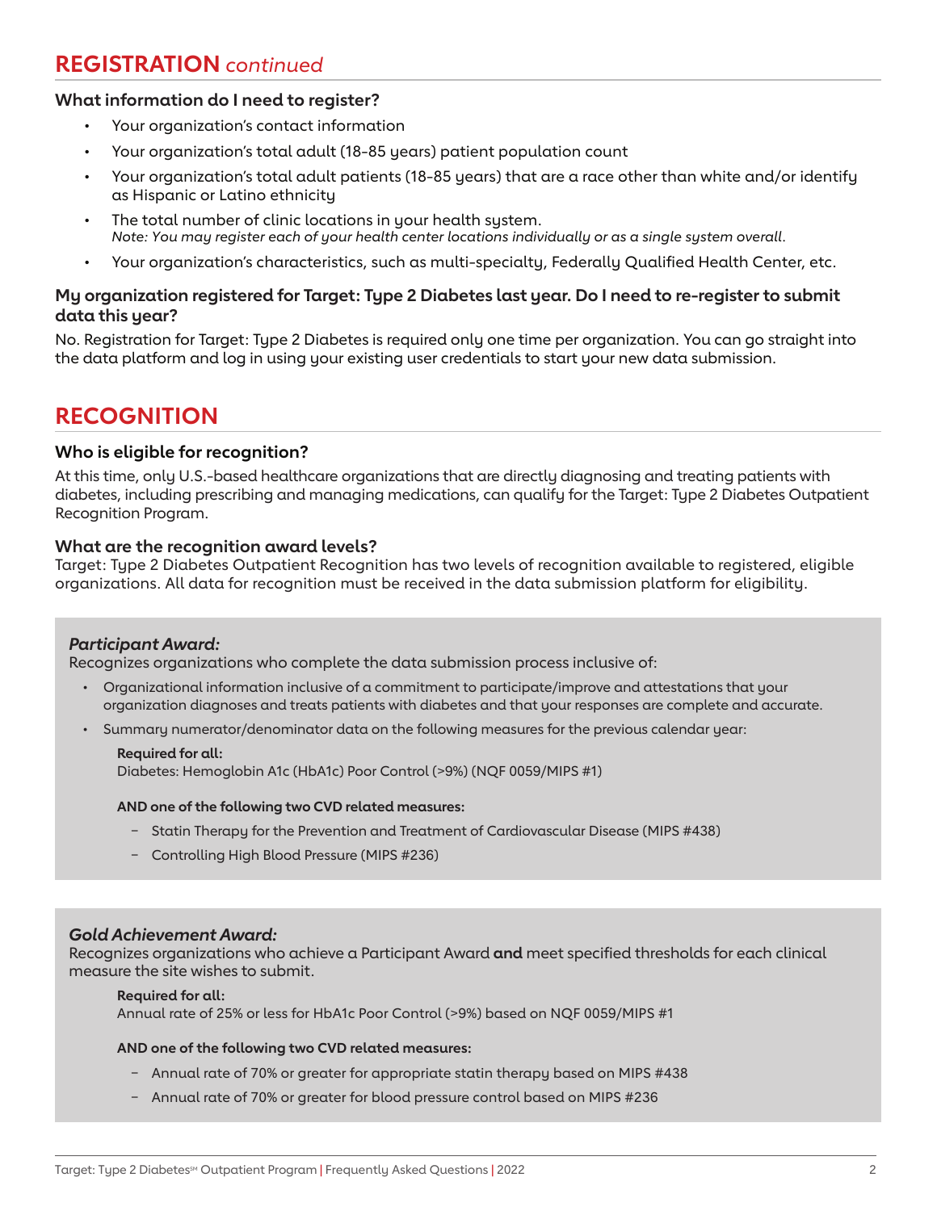## REGISTRATION *continued*

### What information do I need to register?

- Your organization's contact information
- Your organization's total adult (18-85 years) patient population count
- Your organization's total adult patients (18-85 years) that are a race other than white and/or identify as Hispanic or Latino ethnicity
- The total number of clinic locations in your health system.
  *Note: You may register each of your health center locations individually or as a single system overall.*
- Your organization's characteristics, such as multi-specialty, Federally Qualified Health Center, etc.

### My organization registered for Target: Type 2 Diabetes last year. Do I need to re-register to submit data this year?

No. Registration for Target: Type 2 Diabetes is required only one time per organization. You can go straight into the data platform and log in using your existing user credentials to start your new data submission.

## RECOGNITION

### Who is eligible for recognition?

At this time, only U.S.-based healthcare organizations that are directly diagnosing and treating patients with diabetes, including prescribing and managing medications, can qualify for the Target: Type 2 Diabetes Outpatient Recognition Program.

### What are the recognition award levels?

Target: Type 2 Diabetes Outpatient Recognition has two levels of recognition available to registered, eligible organizations. All data for recognition must be received in the data submission platform for eligibility.

***Participant Award:***
Recognizes organizations who complete the data submission process inclusive of:

- Organizational information inclusive of a commitment to participate/improve and attestations that your organization diagnoses and treats patients with diabetes and that your responses are complete and accurate.
- Summary numerator/denominator data on the following measures for the previous calendar year:

  **Required for all:**
  Diabetes: Hemoglobin A1c (HbA1c) Poor Control (>9%) (NQF 0059/MIPS #1)

  **AND one of the following two CVD related measures:**

  - Statin Therapy for the Prevention and Treatment of Cardiovascular Disease (MIPS #438)
  - Controlling High Blood Pressure (MIPS #236)

***Gold Achievement Award:***
Recognizes organizations who achieve a Participant Award **and** meet specified thresholds for each clinical measure the site wishes to submit.

**Required for all:**
Annual rate of 25% or less for HbA1c Poor Control (>9%) based on NQF 0059/MIPS #1

**AND one of the following two CVD related measures:**

- Annual rate of 70% or greater for appropriate statin therapy based on MIPS #438
- Annual rate of 70% or greater for blood pressure control based on MIPS #236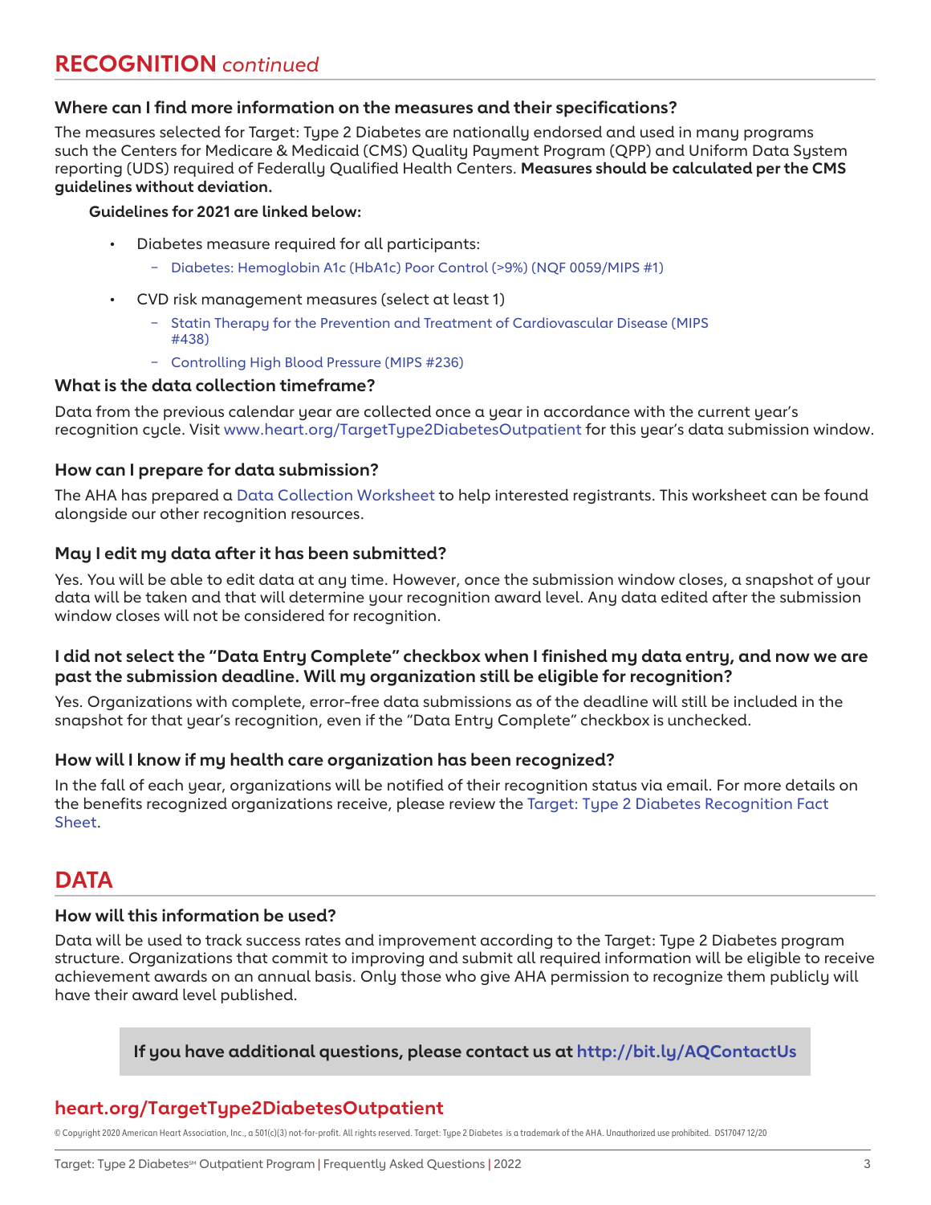## RECOGNITION *continued*

### Where can I find more information on the measures and their specifications?

The measures selected for Target: Type 2 Diabetes are nationally endorsed and used in many programs such the Centers for Medicare & Medicaid (CMS) Quality Payment Program (QPP) and Uniform Data System reporting (UDS) required of Federally Qualified Health Centers. **Measures should be calculated per the CMS guidelines without deviation.**

**Guidelines for 2021 are linked below:**

- Diabetes measure required for all participants:
  - Diabetes: Hemoglobin A1c (HbA1c) Poor Control (>9%) (NQF 0059/MIPS #1)
- CVD risk management measures (select at least 1)
  - Statin Therapy for the Prevention and Treatment of Cardiovascular Disease (MIPS #438)
  - Controlling High Blood Pressure (MIPS #236)

### What is the data collection timeframe?

Data from the previous calendar year are collected once a year in accordance with the current year's recognition cycle. Visit www.heart.org/TargetType2DiabetesOutpatient for this year's data submission window.

### How can I prepare for data submission?

The AHA has prepared a Data Collection Worksheet to help interested registrants. This worksheet can be found alongside our other recognition resources.

### May I edit my data after it has been submitted?

Yes. You will be able to edit data at any time. However, once the submission window closes, a snapshot of your data will be taken and that will determine your recognition award level. Any data edited after the submission window closes will not be considered for recognition.

### I did not select the "Data Entry Complete" checkbox when I finished my data entry, and now we are past the submission deadline. Will my organization still be eligible for recognition?

Yes. Organizations with complete, error-free data submissions as of the deadline will still be included in the snapshot for that year's recognition, even if the "Data Entry Complete" checkbox is unchecked.

### How will I know if my health care organization has been recognized?

In the fall of each year, organizations will be notified of their recognition status via email. For more details on the benefits recognized organizations receive, please review the Target: Type 2 Diabetes Recognition Fact Sheet.

## DATA

### How will this information be used?

Data will be used to track success rates and improvement according to the Target: Type 2 Diabetes program structure. Organizations that commit to improving and submit all required information will be eligible to receive achievement awards on an annual basis. Only those who give AHA permission to recognize them publicly will have their award level published.

**If you have additional questions, please contact us at http://bit.ly/AQContactUs**

**heart.org/TargetType2DiabetesOutpatient**

© Copyright 2020 American Heart Association, Inc., a 501(c)(3) not-for-profit. All rights reserved. Target: Type 2 Diabetes is a trademark of the AHA. Unauthorized use prohibited. DS17047 12/20